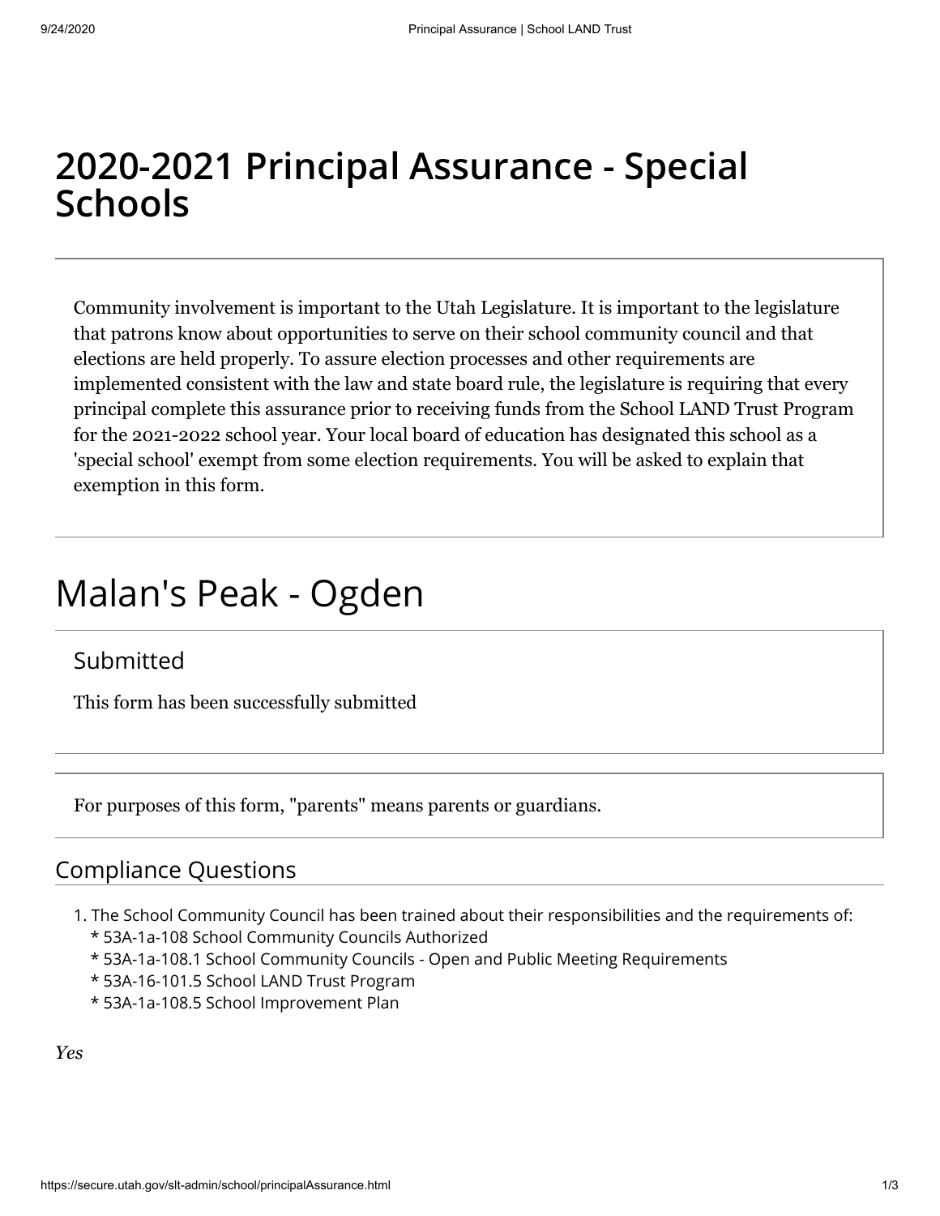# 2020-2021 Principal Assurance - Special Schools

Community involvement is important to the Utah Legislature. It is important to the legislature that patrons know about opportunities to serve on their school community council and that elections are held properly. To assure election processes and other requirements are implemented consistent with the law and state board rule, the legislature is requiring that every principal complete this assurance prior to receiving funds from the School LAND Trust Program for the 2021-2022 school year. Your local board of education has designated this school as a 'special school' exempt from some election requirements. You will be asked to explain that exemption in this form.

# Malan's Peak - Ogden

## Submitted

This form has been successfully submitted

For purposes of this form, "parents" means parents or guardians.

## Compliance Questions

1. The School Community Council has been trained about their responsibilities and the requirements of:
   * 53A-1a-108 School Community Councils Authorized
   * 53A-1a-108.1 School Community Councils - Open and Public Meeting Requirements
   * 53A-16-101.5 School LAND Trust Program
   * 53A-1a-108.5 School Improvement Plan

*Yes*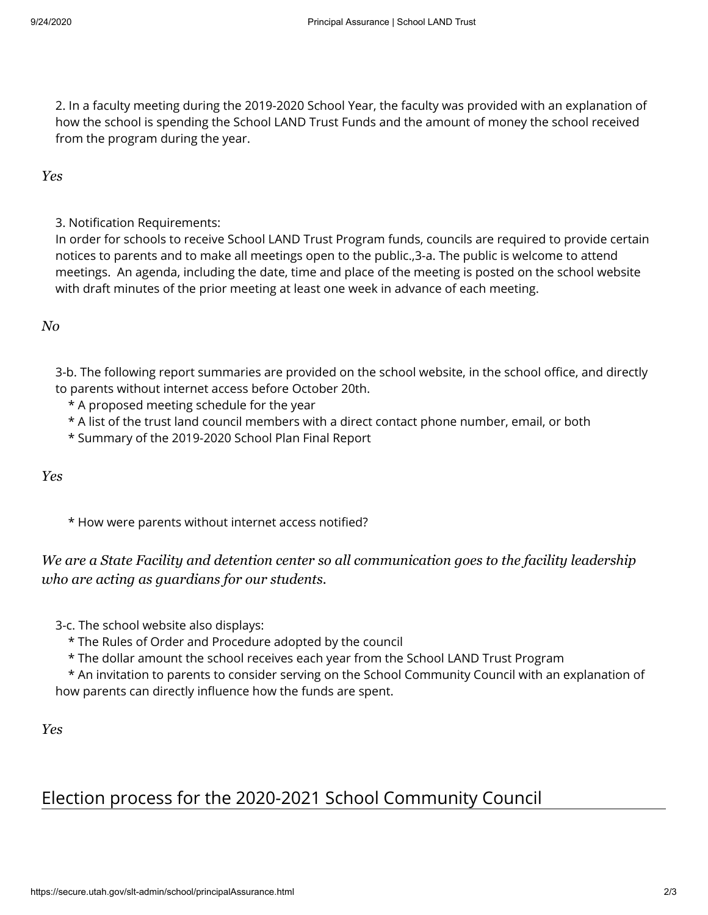2. In a faculty meeting during the 2019-2020 School Year, the faculty was provided with an explanation of how the school is spending the School LAND Trust Funds and the amount of money the school received from the program during the year.

*Yes*

3. Notification Requirements:
In order for schools to receive School LAND Trust Program funds, councils are required to provide certain notices to parents and to make all meetings open to the public.,3-a. The public is welcome to attend meetings. An agenda, including the date, time and place of the meeting is posted on the school website with draft minutes of the prior meeting at least one week in advance of each meeting.

*No*

3-b. The following report summaries are provided on the school website, in the school office, and directly to parents without internet access before October 20th.
* A proposed meeting schedule for the year
* A list of the trust land council members with a direct contact phone number, email, or both
* Summary of the 2019-2020 School Plan Final Report

*Yes*

* How were parents without internet access notified?

*We are a State Facility and detention center so all communication goes to the facility leadership who are acting as guardians for our students.*

3-c. The school website also displays:
* The Rules of Order and Procedure adopted by the council
* The dollar amount the school receives each year from the School LAND Trust Program
* An invitation to parents to consider serving on the School Community Council with an explanation of how parents can directly influence how the funds are spent.

*Yes*

## Election process for the 2020-2021 School Community Council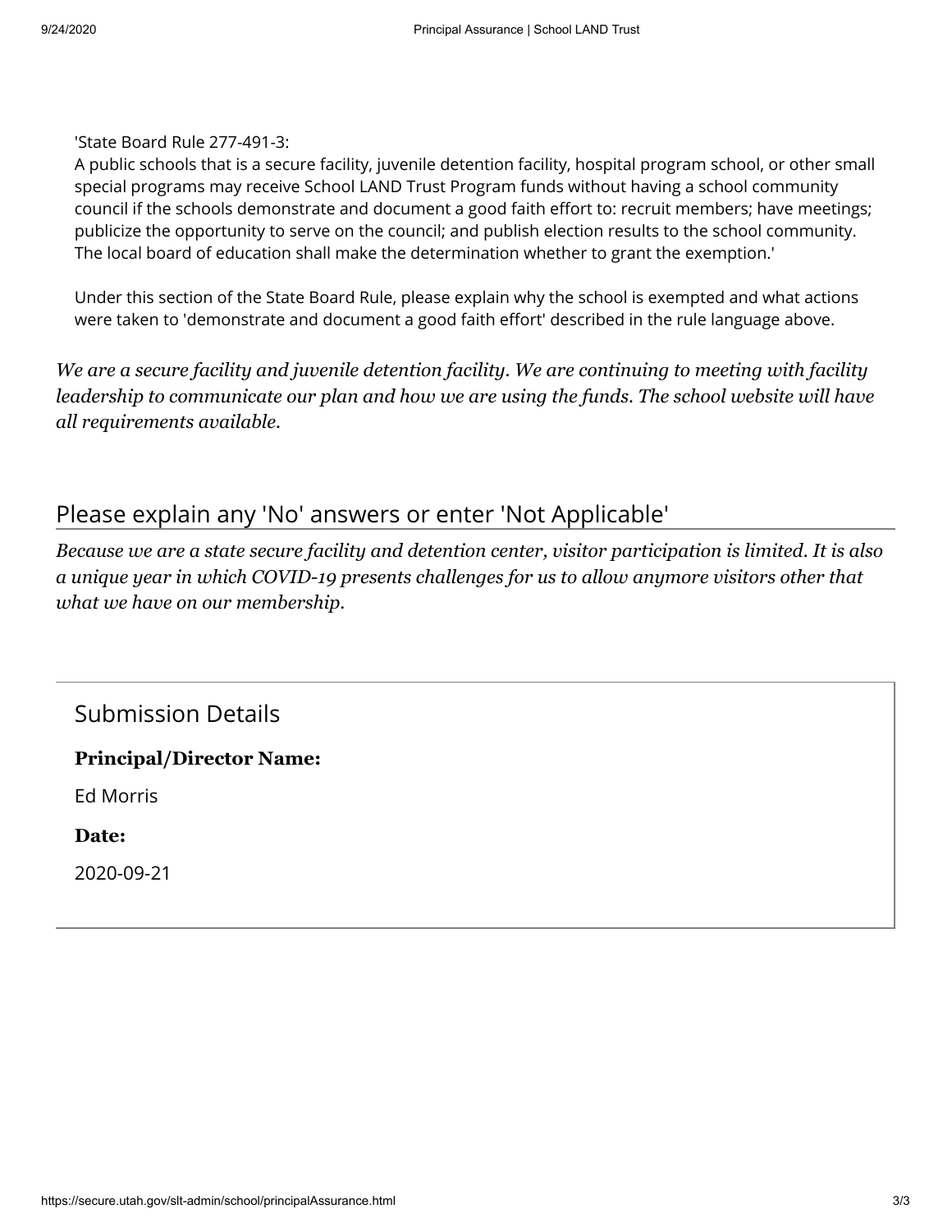'State Board Rule 277-491-3:
A public schools that is a secure facility, juvenile detention facility, hospital program school, or other small special programs may receive School LAND Trust Program funds without having a school community council if the schools demonstrate and document a good faith effort to: recruit members; have meetings; publicize the opportunity to serve on the council; and publish election results to the school community. The local board of education shall make the determination whether to grant the exemption.'

Under this section of the State Board Rule, please explain why the school is exempted and what actions were taken to 'demonstrate and document a good faith effort' described in the rule language above.

*We are a secure facility and juvenile detention facility. We are continuing to meeting with facility leadership to communicate our plan and how we are using the funds. The school website will have all requirements available.*

## Please explain any 'No' answers or enter 'Not Applicable'

*Because we are a state secure facility and detention center, visitor participation is limited. It is also a unique year in which COVID-19 presents challenges for us to allow anymore visitors other that what we have on our membership.*

### Submission Details

**Principal/Director Name:**

Ed Morris

**Date:**

2020-09-21